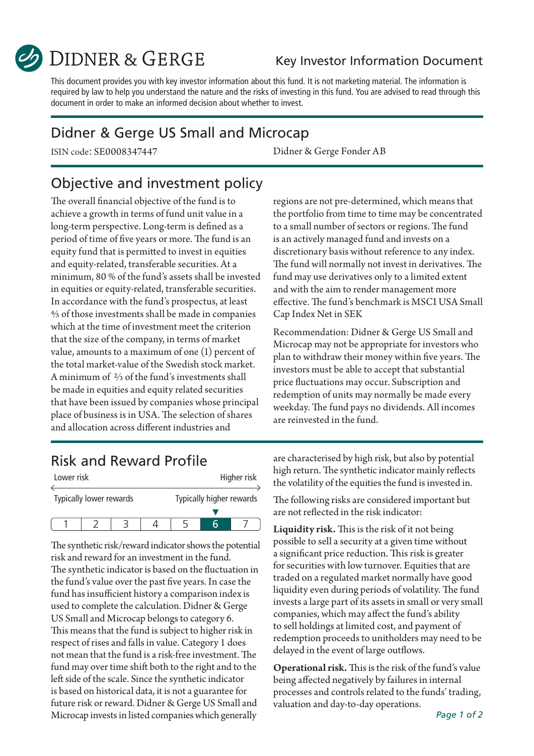DIDNER & GERGE

Key Investor Information Document

This document provides you with key investor information about this fund. It is not marketing material. The information is required by law to help you understand the nature and the risks of investing in this fund. You are advised to read through this document in order to make an informed decision about whether to invest.

# Didner & Gerge US Small and Microcap

ISIN code: SE0008347447

Didner & Gerge Fonder AB

## Objective and investment policy

The overall financial objective of the fund is to achieve a growth in terms of fund unit value in a long-term perspective. Long-term is defined as a period of time of five years or more. The fund is an equity fund that is permitted to invest in equities and equity-related, transferable securities. At a minimum, 80 % of the fund's assets shall be invested in equities or equity-related, transferable securities. In accordance with the fund's prospectus, at least ⅘ of those investments shall be made in companies which at the time of investment meet the criterion that the size of the company, in terms of market value, amounts to a maximum of one (1) percent of the total market-value of the Swedish stock market. A minimum of ⅔ of the fund's investments shall be made in equities and equity related securities that have been issued by companies whose principal place of business is in USA. The selection of shares and allocation across different industries and regions are not pre-determined, which means that the portfolio from time to time may be concentrated to a small number of sectors or regions. The fund is an actively managed fund and invests on a discretionary basis without reference to any index. The fund will normally not invest in derivatives. The fund may use derivatives only to a limited extent and with the aim to render management more effective. The fund's benchmark is MSCI USA Small Cap Index Net in SEK

Recommendation: Didner & Gerge US Small and Microcap may not be appropriate for investors who plan to withdraw their money within five years. The investors must be able to accept that substantial price fluctuations may occur. Subscription and redemption of units may normally be made every weekday. The fund pays no dividends. All incomes are reinvested in the fund.

## Risk and Reward Profile

Lower risk ← → Higher risk

Typically lower rewards — Typically higher rewards

| 1 | 2 | 3 | 4 | 5 | **6** | 7 |
|---|---|---|---|---|---|---|

The synthetic risk/reward indicator shows the potential risk and reward for an investment in the fund. The synthetic indicator is based on the fluctuation in the fund's value over the past five years. In case the fund has insufficient history a comparison index is used to complete the calculation. Didner & Gerge US Small and Microcap belongs to category 6. This means that the fund is subject to higher risk in respect of rises and falls in value. Category 1 does not mean that the fund is a risk-free investment. The fund may over time shift both to the right and to the left side of the scale. Since the synthetic indicator is based on historical data, it is not a guarantee for future risk or reward. Didner & Gerge US Small and Microcap invests in listed companies which generally are characterised by high risk, but also by potential high return. The synthetic indicator mainly reflects the volatility of the equities the fund is invested in.

The following risks are considered important but are not reflected in the risk indicator:

**Liquidity risk.** This is the risk of it not being possible to sell a security at a given time without a significant price reduction. This risk is greater for securities with low turnover. Equities that are traded on a regulated market normally have good liquidity even during periods of volatility. The fund invests a large part of its assets in small or very small companies, which may affect the fund's ability to sell holdings at limited cost, and payment of redemption proceeds to unitholders may need to be delayed in the event of large outflows.

**Operational risk.** This is the risk of the fund's value being affected negatively by failures in internal processes and controls related to the funds' trading, valuation and day-to-day operations.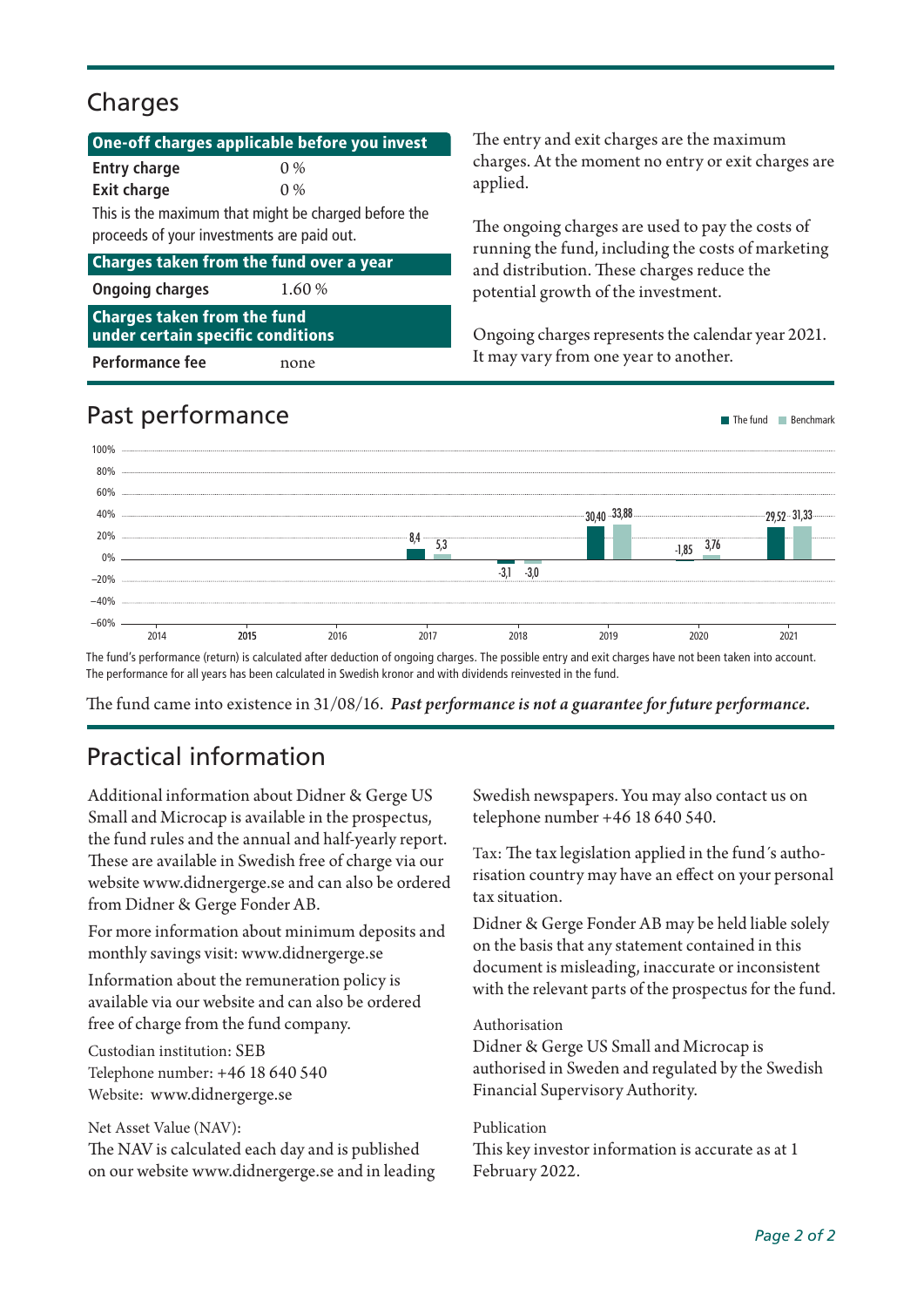## Charges

| One-off charges applicable before you invest | |
|---|---|
| **Entry charge** | 0 % |
| **Exit charge** | 0 % |

This is the maximum that might be charged before the proceeds of your investments are paid out.

| Charges taken from the fund over a year | |
|---|---|
| **Ongoing charges** | 1.60 % |

| Charges taken from the fund under certain specific conditions | |
|---|---|
| **Performance fee** | none |

The entry and exit charges are the maximum charges. At the moment no entry or exit charges are applied.

The ongoing charges are used to pay the costs of running the fund, including the costs of marketing and distribution. These charges reduce the potential growth of the investment.

Ongoing charges represents the calendar year 2021. It may vary from one year to another.

## Past performance

The fund Benchmark

100%
80%
60%
40%
20%
0%
−20%
−40%
−60%

2014 2015 2016 2017 2018 2019 2020 2021

8,4 5,3
-3,1 -3,0
30,40 33,88
-1,85 3,76
29,52 31,33

The fund's performance (return) is calculated after deduction of ongoing charges. The possible entry and exit charges have not been taken into account. The performance for all years has been calculated in Swedish kronor and with dividends reinvested in the fund.

The fund came into existence in 31/08/16. ***Past performance is not a guarantee for future performance.***

## Practical information

Additional information about Didner & Gerge US Small and Microcap is available in the prospectus, the fund rules and the annual and half-yearly report. These are available in Swedish free of charge via our website www.didnergerge.se and can also be ordered from Didner & Gerge Fonder AB.

For more information about minimum deposits and monthly savings visit: www.didnergerge.se

Information about the remuneration policy is available via our website and can also be ordered free of charge from the fund company.

Custodian institution: SEB
Telephone number: +46 18 640 540
Website: www.didnergerge.se

Net Asset Value (NAV):
The NAV is calculated each day and is published on our website www.didnergerge.se and in leading Swedish newspapers. You may also contact us on telephone number +46 18 640 540.

Tax: The tax legislation applied in the fund´s authorisation country may have an effect on your personal tax situation.

Didner & Gerge Fonder AB may be held liable solely on the basis that any statement contained in this document is misleading, inaccurate or inconsistent with the relevant parts of the prospectus for the fund.

Authorisation
Didner & Gerge US Small and Microcap is authorised in Sweden and regulated by the Swedish Financial Supervisory Authority.

Publication
This key investor information is accurate as at 1 February 2022.